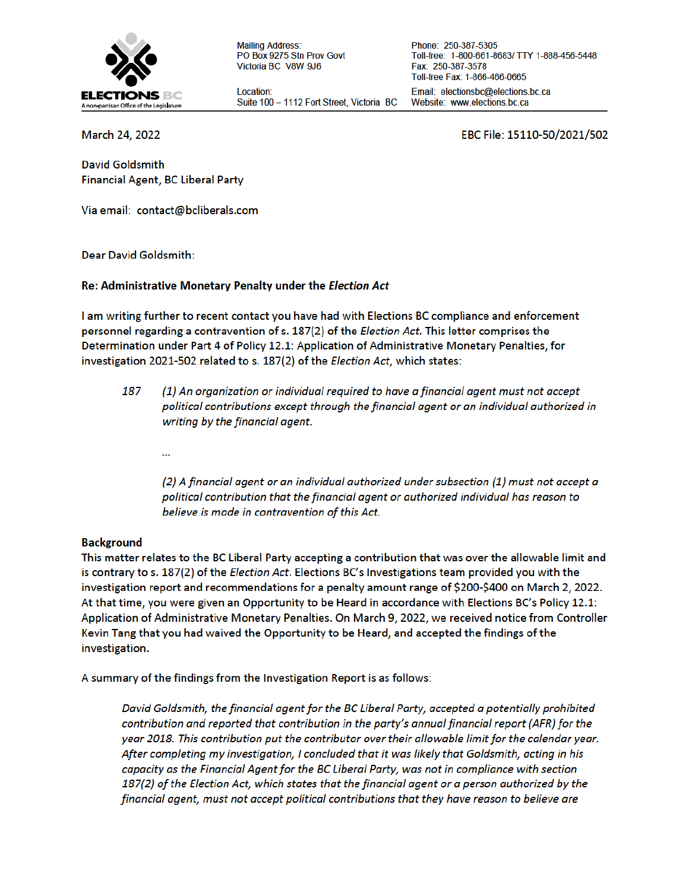ELECTIONS BC
A non-partisan Office of the Legislature

Mailing Address:
PO Box 9275 Stn Prov Govt
Victoria BC V8W 9J6

Location:
Suite 100 – 1112 Fort Street, Victoria BC

Phone: 250-387-5305
Toll-free: 1-800-661-8683/ TTY 1-888-456-5448
Fax: 250-387-3578
Toll-free Fax: 1-866-466-0665
Email: electionsbc@elections.bc.ca
Website: www.elections.bc.ca

March 24, 2022

EBC File: 15110-50/2021/502

David Goldsmith
Financial Agent, BC Liberal Party

Via email: contact@bcliberals.com

Dear David Goldsmith:

**Re: Administrative Monetary Penalty under the *Election Act***

I am writing further to recent contact you have had with Elections BC compliance and enforcement personnel regarding a contravention of s. 187(2) of the *Election Act*. This letter comprises the Determination under Part 4 of Policy 12.1: Application of Administrative Monetary Penalties, for investigation 2021-502 related to s. 187(2) of the *Election Act*, which states:

> *187 (1) An organization or individual required to have a financial agent must not accept political contributions except through the financial agent or an individual authorized in writing by the financial agent.*
>
> *…*
>
> *(2) A financial agent or an individual authorized under subsection (1) must not accept a political contribution that the financial agent or authorized individual has reason to believe is made in contravention of this Act.*

**Background**

This matter relates to the BC Liberal Party accepting a contribution that was over the allowable limit and is contrary to s. 187(2) of the *Election Act*. Elections BC's Investigations team provided you with the investigation report and recommendations for a penalty amount range of $200-$400 on March 2, 2022. At that time, you were given an Opportunity to be Heard in accordance with Elections BC's Policy 12.1: Application of Administrative Monetary Penalties. On March 9, 2022, we received notice from Controller Kevin Tang that you had waived the Opportunity to be Heard, and accepted the findings of the investigation.

A summary of the findings from the Investigation Report is as follows:

> *David Goldsmith, the financial agent for the BC Liberal Party, accepted a potentially prohibited contribution and reported that contribution in the party's annual financial report (AFR) for the year 2018. This contribution put the contributor over their allowable limit for the calendar year. After completing my investigation, I concluded that it was likely that Goldsmith, acting in his capacity as the Financial Agent for the BC Liberal Party, was not in compliance with section 187(2) of the Election Act, which states that the financial agent or a person authorized by the financial agent, must not accept political contributions that they have reason to believe are*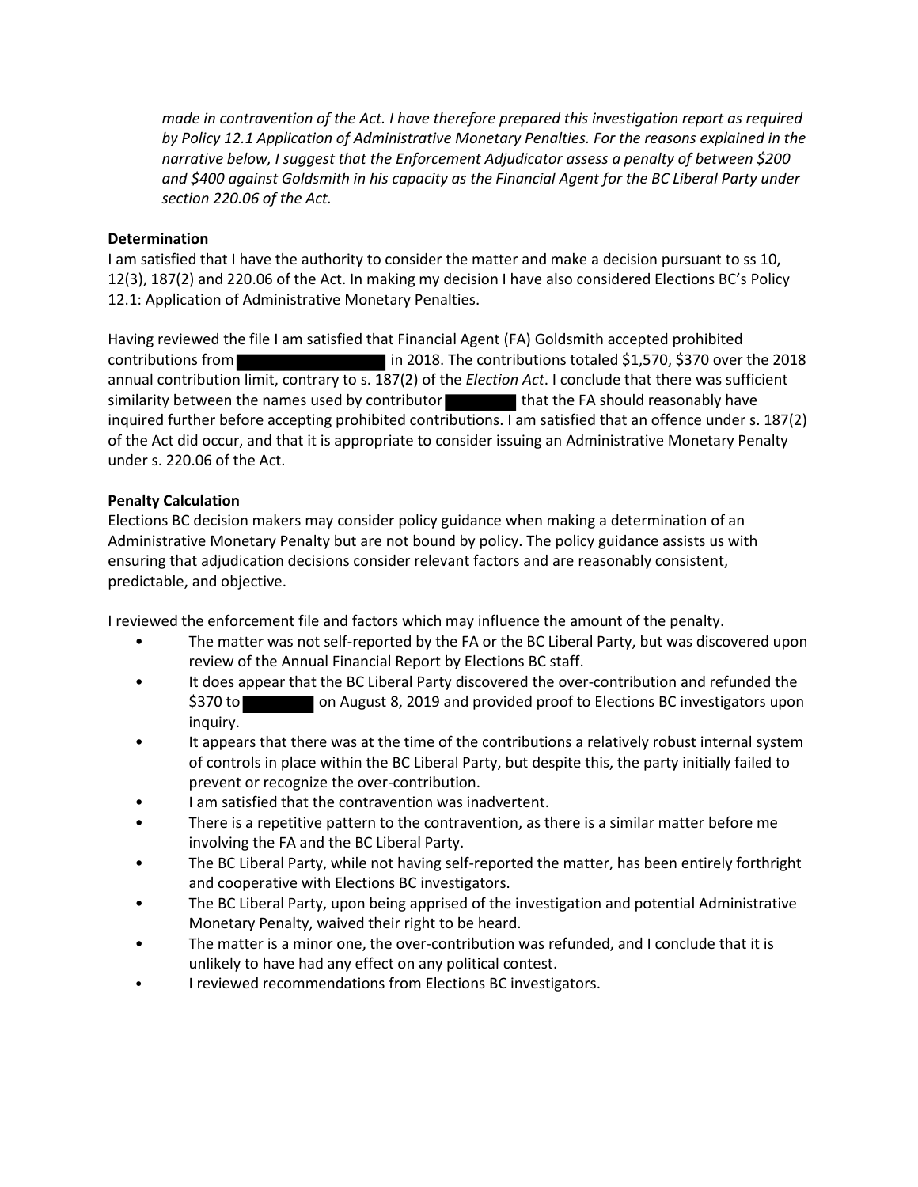*made in contravention of the Act. I have therefore prepared this investigation report as required by Policy 12.1 Application of Administrative Monetary Penalties. For the reasons explained in the narrative below, I suggest that the Enforcement Adjudicator assess a penalty of between $200 and $400 against Goldsmith in his capacity as the Financial Agent for the BC Liberal Party under section 220.06 of the Act.*

**Determination**

I am satisfied that I have the authority to consider the matter and make a decision pursuant to ss 10, 12(3), 187(2) and 220.06 of the Act. In making my decision I have also considered Elections BC's Policy 12.1: Application of Administrative Monetary Penalties.

Having reviewed the file I am satisfied that Financial Agent (FA) Goldsmith accepted prohibited contributions from ██████████ in 2018. The contributions totaled $1,570, $370 over the 2018 annual contribution limit, contrary to s. 187(2) of the *Election Act*. I conclude that there was sufficient similarity between the names used by contributor ██████ that the FA should reasonably have inquired further before accepting prohibited contributions. I am satisfied that an offence under s. 187(2) of the Act did occur, and that it is appropriate to consider issuing an Administrative Monetary Penalty under s. 220.06 of the Act.

**Penalty Calculation**

Elections BC decision makers may consider policy guidance when making a determination of an Administrative Monetary Penalty but are not bound by policy. The policy guidance assists us with ensuring that adjudication decisions consider relevant factors and are reasonably consistent, predictable, and objective.

I reviewed the enforcement file and factors which may influence the amount of the penalty.

- The matter was not self-reported by the FA or the BC Liberal Party, but was discovered upon review of the Annual Financial Report by Elections BC staff.
- It does appear that the BC Liberal Party discovered the over-contribution and refunded the $370 to ██████ on August 8, 2019 and provided proof to Elections BC investigators upon inquiry.
- It appears that there was at the time of the contributions a relatively robust internal system of controls in place within the BC Liberal Party, but despite this, the party initially failed to prevent or recognize the over-contribution.
- I am satisfied that the contravention was inadvertent.
- There is a repetitive pattern to the contravention, as there is a similar matter before me involving the FA and the BC Liberal Party.
- The BC Liberal Party, while not having self-reported the matter, has been entirely forthright and cooperative with Elections BC investigators.
- The BC Liberal Party, upon being apprised of the investigation and potential Administrative Monetary Penalty, waived their right to be heard.
- The matter is a minor one, the over-contribution was refunded, and I conclude that it is unlikely to have had any effect on any political contest.
- I reviewed recommendations from Elections BC investigators.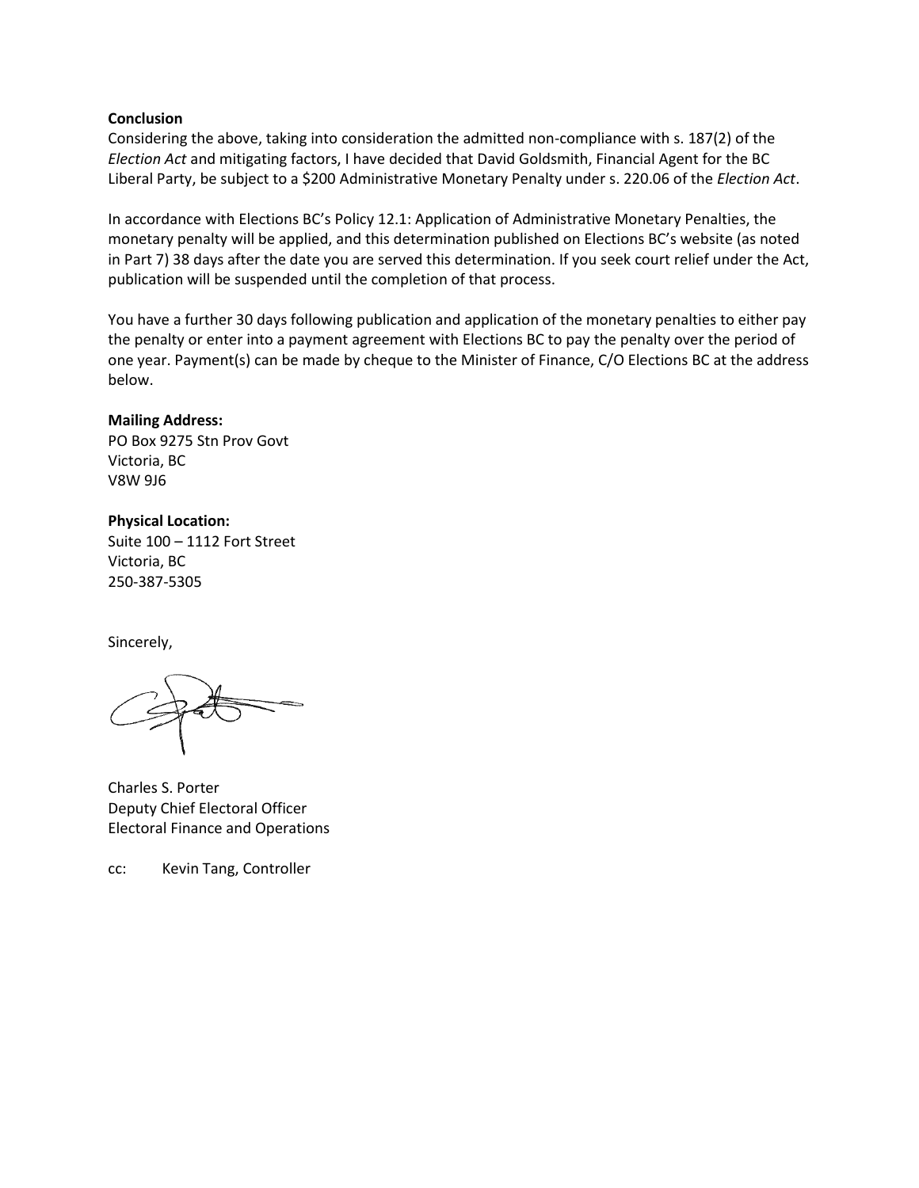**Conclusion**

Considering the above, taking into consideration the admitted non-compliance with s. 187(2) of the *Election Act* and mitigating factors, I have decided that David Goldsmith, Financial Agent for the BC Liberal Party, be subject to a $200 Administrative Monetary Penalty under s. 220.06 of the *Election Act*.

In accordance with Elections BC's Policy 12.1: Application of Administrative Monetary Penalties, the monetary penalty will be applied, and this determination published on Elections BC's website (as noted in Part 7) 38 days after the date you are served this determination. If you seek court relief under the Act, publication will be suspended until the completion of that process.

You have a further 30 days following publication and application of the monetary penalties to either pay the penalty or enter into a payment agreement with Elections BC to pay the penalty over the period of one year. Payment(s) can be made by cheque to the Minister of Finance, C/O Elections BC at the address below.

**Mailing Address:**
PO Box 9275 Stn Prov Govt
Victoria, BC
V8W 9J6

**Physical Location:**
Suite 100 – 1112 Fort Street
Victoria, BC
250-387-5305

Sincerely,

Charles S. Porter
Deputy Chief Electoral Officer
Electoral Finance and Operations

cc: Kevin Tang, Controller